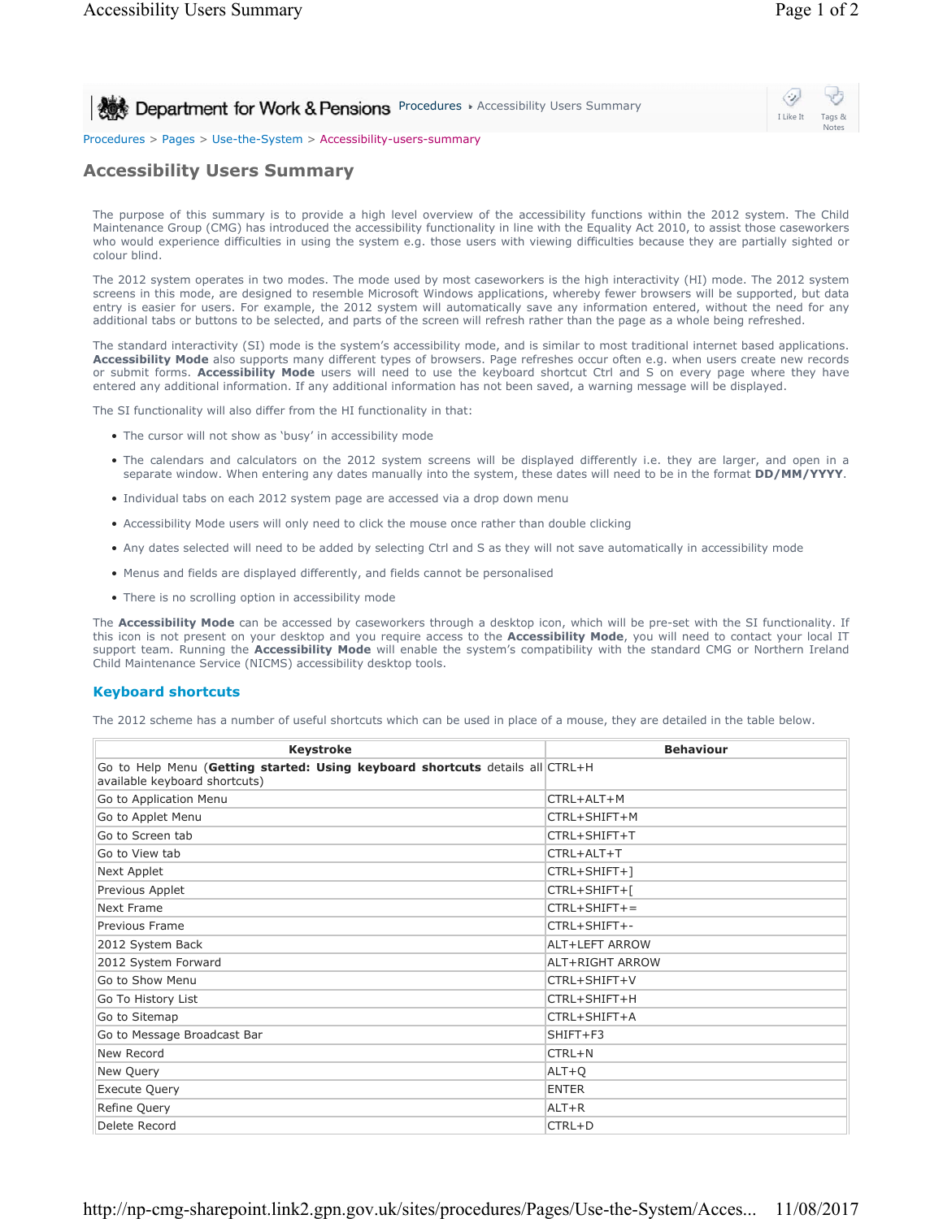Department for Work & Pensions Procedures ▸ Accessibility Users Summary

Procedures > Pages > Use-the-System > Accessibility-users-summary

# Accessibility Users Summary

The purpose of this summary is to provide a high level overview of the accessibility functions within the 2012 system. The Child Maintenance Group (CMG) has introduced the accessibility functionality in line with the Equality Act 2010, to assist those caseworkers who would experience difficulties in using the system e.g. those users with viewing difficulties because they are partially sighted or colour blind.

The 2012 system operates in two modes. The mode used by most caseworkers is the high interactivity (HI) mode. The 2012 system screens in this mode, are designed to resemble Microsoft Windows applications, whereby fewer browsers will be supported, but data entry is easier for users. For example, the 2012 system will automatically save any information entered, without the need for any additional tabs or buttons to be selected, and parts of the screen will refresh rather than the page as a whole being refreshed.

The standard interactivity (SI) mode is the system's accessibility mode, and is similar to most traditional internet based applications. **Accessibility Mode** also supports many different types of browsers. Page refreshes occur often e.g. when users create new records or submit forms. **Accessibility Mode** users will need to use the keyboard shortcut Ctrl and S on every page where they have entered any additional information. If any additional information has not been saved, a warning message will be displayed.

The SI functionality will also differ from the HI functionality in that:

- The cursor will not show as 'busy' in accessibility mode
- The calendars and calculators on the 2012 system screens will be displayed differently i.e. they are larger, and open in a separate window. When entering any dates manually into the system, these dates will need to be in the format **DD/MM/YYYY**.
- Individual tabs on each 2012 system page are accessed via a drop down menu
- Accessibility Mode users will only need to click the mouse once rather than double clicking
- Any dates selected will need to be added by selecting Ctrl and S as they will not save automatically in accessibility mode
- Menus and fields are displayed differently, and fields cannot be personalised
- There is no scrolling option in accessibility mode

The **Accessibility Mode** can be accessed by caseworkers through a desktop icon, which will be pre-set with the SI functionality. If this icon is not present on your desktop and you require access to the **Accessibility Mode**, you will need to contact your local IT support team. Running the **Accessibility Mode** will enable the system's compatibility with the standard CMG or Northern Ireland Child Maintenance Service (NICMS) accessibility desktop tools.

## Keyboard shortcuts

The 2012 scheme has a number of useful shortcuts which can be used in place of a mouse, they are detailed in the table below.

| Keystroke | Behaviour |
|---|---|
| Go to Help Menu (**Getting started: Using keyboard shortcuts** details all available keyboard shortcuts) | CTRL+H |
| Go to Application Menu | CTRL+ALT+M |
| Go to Applet Menu | CTRL+SHIFT+M |
| Go to Screen tab | CTRL+SHIFT+T |
| Go to View tab | CTRL+ALT+T |
| Next Applet | CTRL+SHIFT+] |
| Previous Applet | CTRL+SHIFT+[ |
| Next Frame | CTRL+SHIFT+= |
| Previous Frame | CTRL+SHIFT+- |
| 2012 System Back | ALT+LEFT ARROW |
| 2012 System Forward | ALT+RIGHT ARROW |
| Go to Show Menu | CTRL+SHIFT+V |
| Go To History List | CTRL+SHIFT+H |
| Go to Sitemap | CTRL+SHIFT+A |
| Go to Message Broadcast Bar | SHIFT+F3 |
| New Record | CTRL+N |
| New Query | ALT+Q |
| Execute Query | ENTER |
| Refine Query | ALT+R |
| Delete Record | CTRL+D |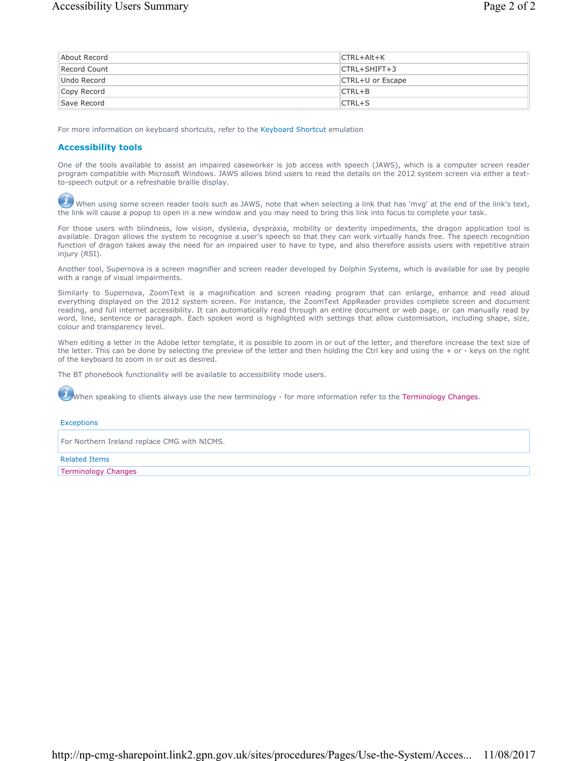| | |
|---|---|
| About Record | CTRL+Alt+K |
| Record Count | CTRL+SHIFT+3 |
| Undo Record | CTRL+U or Escape |
| Copy Record | CTRL+B |
| Save Record | CTRL+S |

For more information on keyboard shortcuts, refer to the Keyboard Shortcut emulation

## Accessibility tools

One of the tools available to assist an impaired caseworker is job access with speech (JAWS), which is a computer screen reader program compatible with Microsoft Windows. JAWS allows blind users to read the details on the 2012 system screen via either a text-to-speech output or a refreshable braille display.

When using some screen reader tools such as JAWS, note that when selecting a link that has 'mvg' at the end of the link's text, the link will cause a popup to open in a new window and you may need to bring this link into focus to complete your task.

For those users with blindness, low vision, dyslexia, dyspraxia, mobility or dexterity impediments, the dragon application tool is available. Dragon allows the system to recognise a user's speech so that they can work virtually hands free. The speech recognition function of dragon takes away the need for an impaired user to have to type, and also therefore assists users with repetitive strain injury (RSI).

Another tool, Supernova is a screen magnifier and screen reader developed by Dolphin Systems, which is available for use by people with a range of visual impairments.

Similarly to Supernova, ZoomText is a magnification and screen reading program that can enlarge, enhance and read aloud everything displayed on the 2012 system screen. For instance, the ZoomText AppReader provides complete screen and document reading, and full internet accessibility. It can automatically read through an entire document or web page, or can manually read by word, line, sentence or paragraph. Each spoken word is highlighted with settings that allow customisation, including shape, size, colour and transparency level.

When editing a letter in the Adobe letter template, it is possible to zoom in or out of the letter, and therefore increase the text size of the letter. This can be done by selecting the preview of the letter and then holding the Ctrl key and using the + or - keys on the right of the keyboard to zoom in or out as desired.

The BT phonebook functionality will be available to accessibility mode users.

When speaking to clients always use the new terminology - for more information refer to the Terminology Changes.

Exceptions

For Northern Ireland replace CMG with NICMS.

Related Items

Terminology Changes